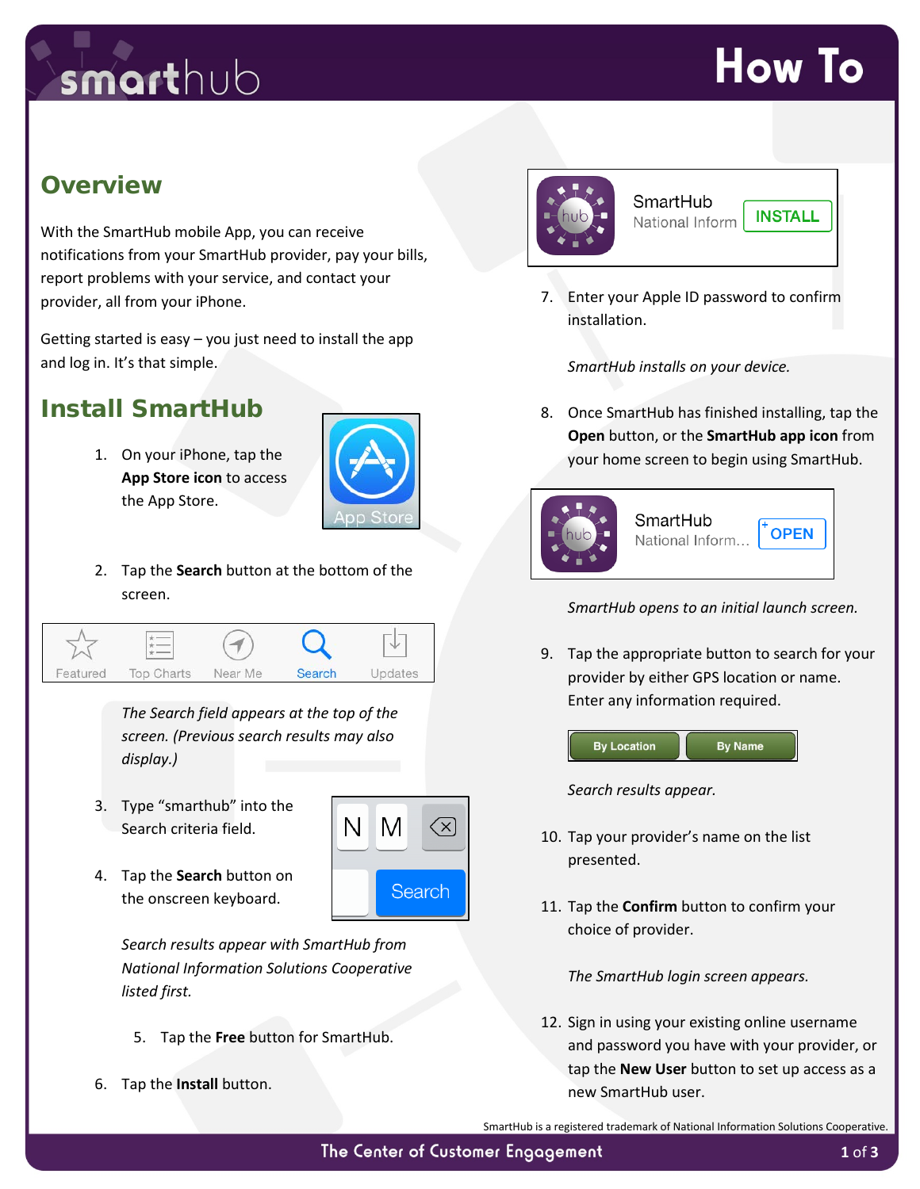# How To

## Overview

With the SmartHub mobile App, you can receive notifications from your SmartHub provider, pay your bills, report problems with your service, and contact your provider, all from your iPhone.

Getting started is easy – you just need to install the app and log in. It's that simple.

## Install SmartHub

1. On your iPhone, tap the **App Store icon** to access the App Store.
2. Tap the **Search** button at the bottom of the screen.

   *The Search field appears at the top of the screen. (Previous search results may also display.)*

3. Type "smarthub" into the Search criteria field.
4. Tap the **Search** button on the onscreen keyboard.

   *Search results appear with SmartHub from National Information Solutions Cooperative listed first.*

5. Tap the **Free** button for SmartHub.
6. Tap the **Install** button.
7. Enter your Apple ID password to confirm installation.

   *SmartHub installs on your device.*

8. Once SmartHub has finished installing, tap the **Open** button, or the **SmartHub app icon** from your home screen to begin using SmartHub.

   *SmartHub opens to an initial launch screen.*

9. Tap the appropriate button to search for your provider by either GPS location or name. Enter any information required.

   *Search results appear.*

10. Tap your provider's name on the list presented.
11. Tap the **Confirm** button to confirm your choice of provider.

    *The SmartHub login screen appears.*

12. Sign in using your existing online username and password you have with your provider, or tap the **New User** button to set up access as a new SmartHub user.

SmartHub is a registered trademark of National Information Solutions Cooperative.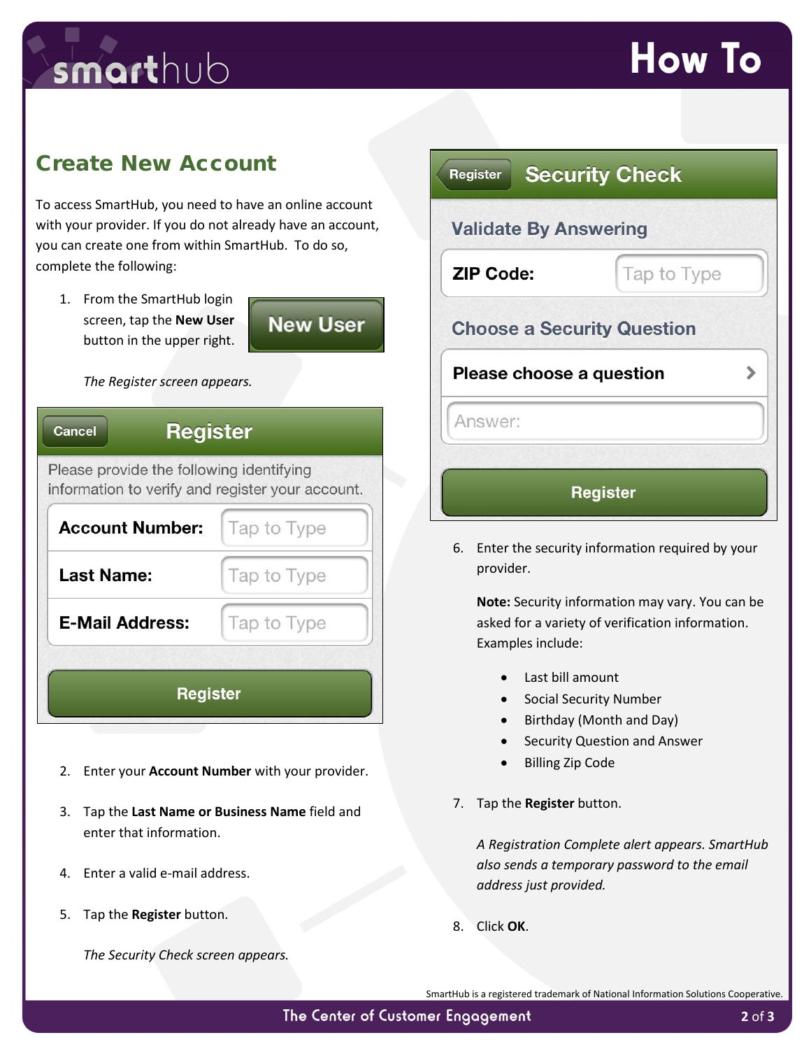## Create New Account

To access SmartHub, you need to have an online account with your provider. If you do not already have an account, you can create one from within SmartHub. To do so, complete the following:

1. From the SmartHub login screen, tap the **New User** button in the upper right.

   *The Register screen appears.*

2. Enter your **Account Number** with your provider.
3. Tap the **Last Name or Business Name** field and enter that information.
4. Enter a valid e-mail address.
5. Tap the **Register** button.

   *The Security Check screen appears.*

6. Enter the security information required by your provider.

   **Note:** Security information may vary. You can be asked for a variety of verification information. Examples include:

   - Last bill amount
   - Social Security Number
   - Birthday (Month and Day)
   - Security Question and Answer
   - Billing Zip Code

7. Tap the **Register** button.

   *A Registration Complete alert appears. SmartHub also sends a temporary password to the email address just provided.*

8. Click **OK**.

SmartHub is a registered trademark of National Information Solutions Cooperative.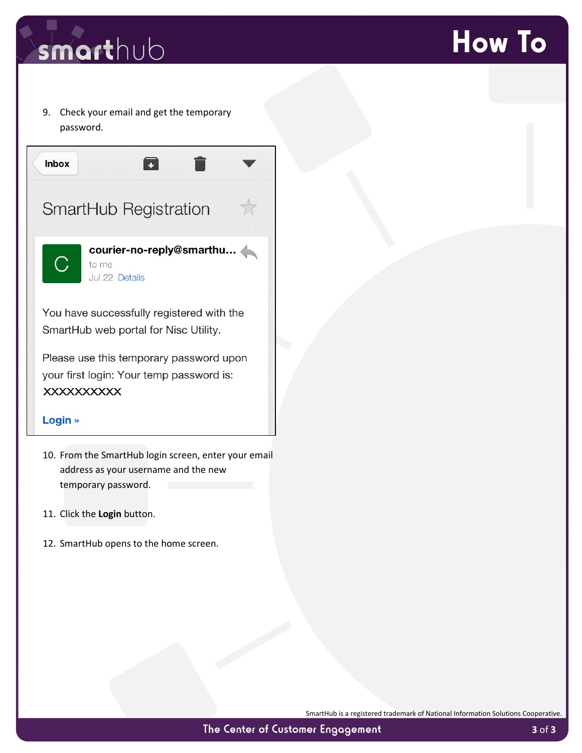9. Check your email and get the temporary password.

Inbox

SmartHub Registration

courier-no-reply@smarthu...
to me
Jul 22 Details

You have successfully registered with the SmartHub web portal for Nisc Utility.

Please use this temporary password upon your first login: Your temp password is: XXXXXXXXXX

Login »

10. From the SmartHub login screen, enter your email address as your username and the new temporary password.

11. Click the **Login** button.

12. SmartHub opens to the home screen.

SmartHub is a registered trademark of National Information Solutions Cooperative.